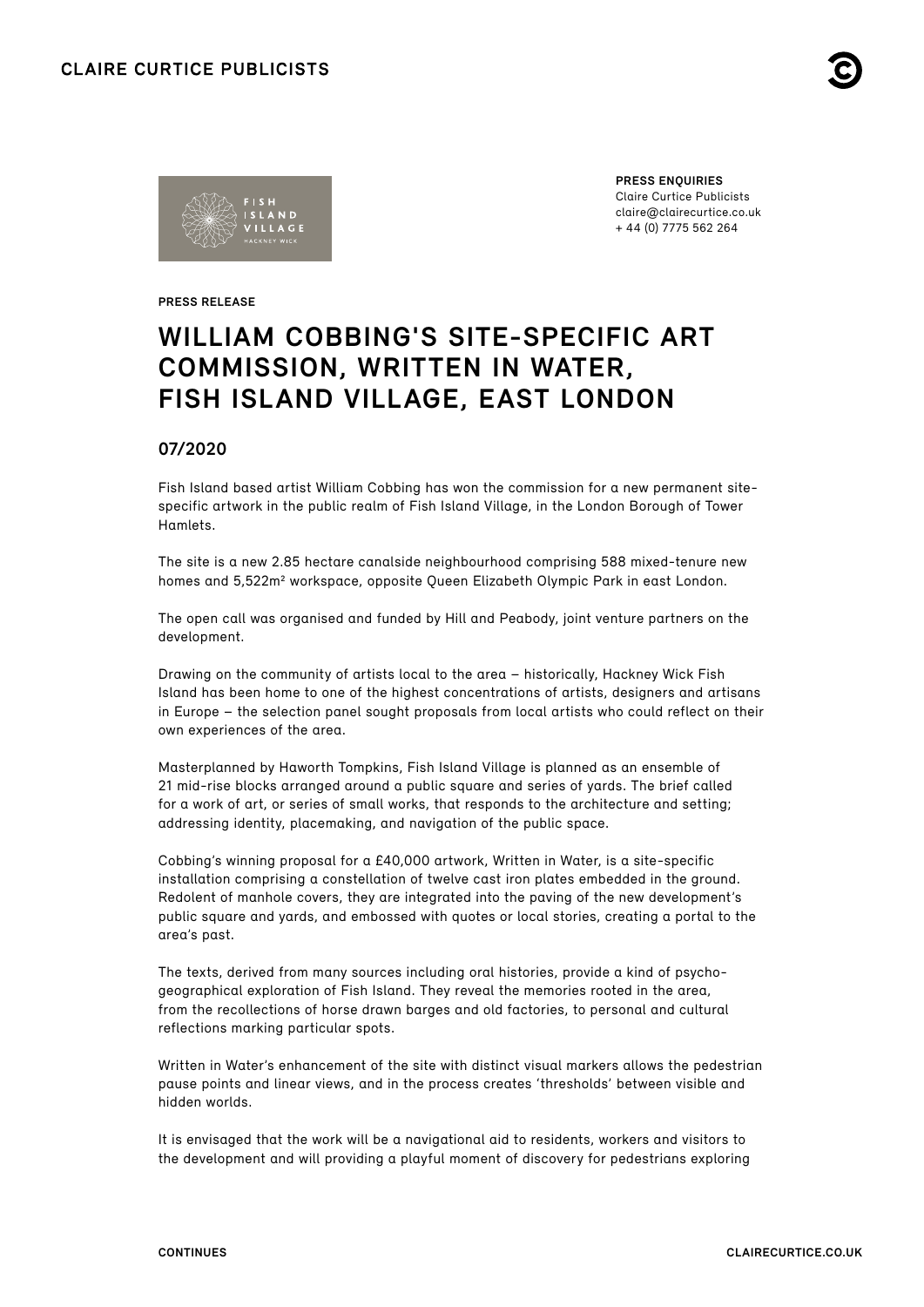**PRESS ENQUIRIES**
Claire Curtice Publicists
claire@clairecurtice.co.uk
+ 44 (0) 7775 562 264

**PRESS RELEASE**

# WILLIAM COBBING'S SITE-SPECIFIC ART COMMISSION, WRITTEN IN WATER, FISH ISLAND VILLAGE, EAST LONDON

## 07/2020

Fish Island based artist William Cobbing has won the commission for a new permanent site-specific artwork in the public realm of Fish Island Village, in the London Borough of Tower Hamlets.

The site is a new 2.85 hectare canalside neighbourhood comprising 588 mixed-tenure new homes and 5,522m² workspace, opposite Queen Elizabeth Olympic Park in east London.

The open call was organised and funded by Hill and Peabody, joint venture partners on the development.

Drawing on the community of artists local to the area – historically, Hackney Wick Fish Island has been home to one of the highest concentrations of artists, designers and artisans in Europe – the selection panel sought proposals from local artists who could reflect on their own experiences of the area.

Masterplanned by Haworth Tompkins, Fish Island Village is planned as an ensemble of 21 mid-rise blocks arranged around a public square and series of yards. The brief called for a work of art, or series of small works, that responds to the architecture and setting; addressing identity, placemaking, and navigation of the public space.

Cobbing's winning proposal for a £40,000 artwork, Written in Water, is a site-specific installation comprising a constellation of twelve cast iron plates embedded in the ground. Redolent of manhole covers, they are integrated into the paving of the new development's public square and yards, and embossed with quotes or local stories, creating a portal to the area's past.

The texts, derived from many sources including oral histories, provide a kind of psycho-geographical exploration of Fish Island. They reveal the memories rooted in the area, from the recollections of horse drawn barges and old factories, to personal and cultural reflections marking particular spots.

Written in Water's enhancement of the site with distinct visual markers allows the pedestrian pause points and linear views, and in the process creates 'thresholds' between visible and hidden worlds.

It is envisaged that the work will be a navigational aid to residents, workers and visitors to the development and will providing a playful moment of discovery for pedestrians exploring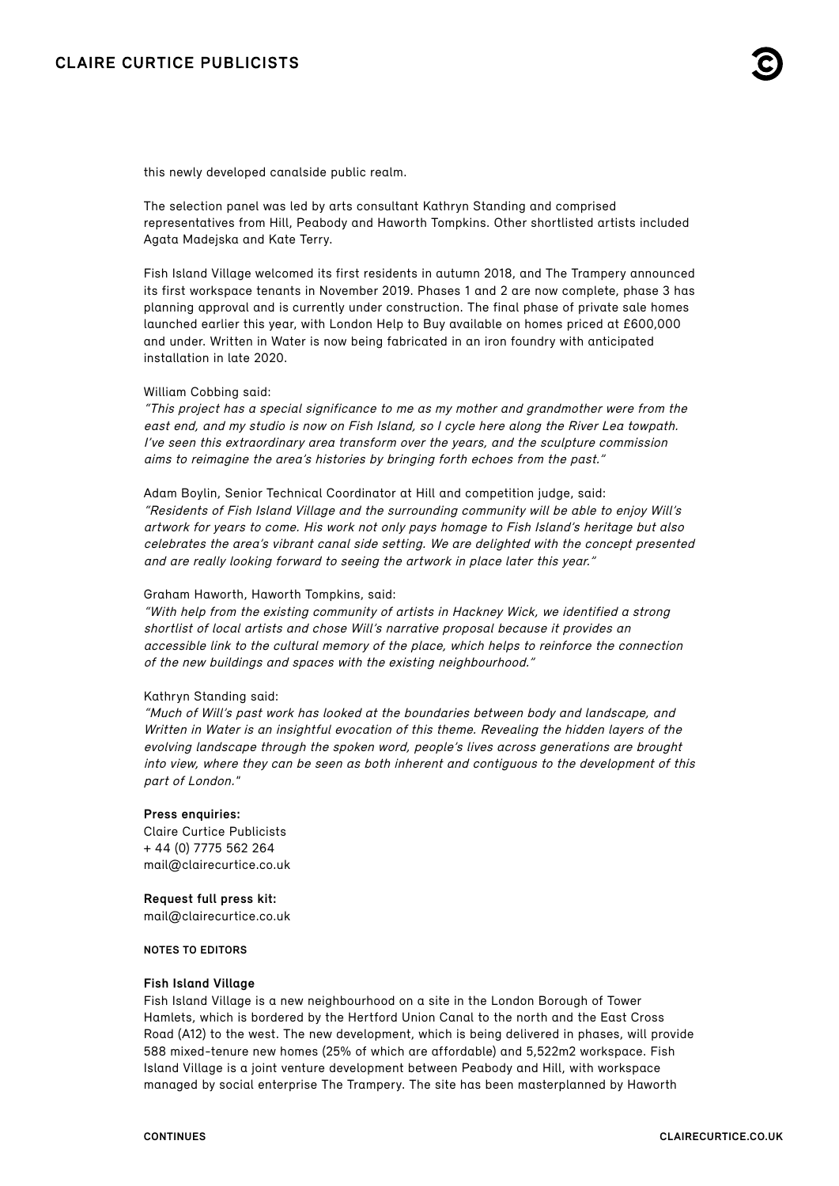this newly developed canalside public realm.

The selection panel was led by arts consultant Kathryn Standing and comprised representatives from Hill, Peabody and Haworth Tompkins. Other shortlisted artists included Agata Madejska and Kate Terry.

Fish Island Village welcomed its first residents in autumn 2018, and The Trampery announced its first workspace tenants in November 2019. Phases 1 and 2 are now complete, phase 3 has planning approval and is currently under construction. The final phase of private sale homes launched earlier this year, with London Help to Buy available on homes priced at £600,000 and under. Written in Water is now being fabricated in an iron foundry with anticipated installation in late 2020.

William Cobbing said:
*"This project has a special significance to me as my mother and grandmother were from the east end, and my studio is now on Fish Island, so I cycle here along the River Lea towpath. I've seen this extraordinary area transform over the years, and the sculpture commission aims to reimagine the area's histories by bringing forth echoes from the past."*

Adam Boylin, Senior Technical Coordinator at Hill and competition judge, said:
*"Residents of Fish Island Village and the surrounding community will be able to enjoy Will's artwork for years to come. His work not only pays homage to Fish Island's heritage but also celebrates the area's vibrant canal side setting. We are delighted with the concept presented and are really looking forward to seeing the artwork in place later this year."*

Graham Haworth, Haworth Tompkins, said:
*"With help from the existing community of artists in Hackney Wick, we identified a strong shortlist of local artists and chose Will's narrative proposal because it provides an accessible link to the cultural memory of the place, which helps to reinforce the connection of the new buildings and spaces with the existing neighbourhood."*

Kathryn Standing said:
*"Much of Will's past work has looked at the boundaries between body and landscape, and Written in Water is an insightful evocation of this theme. Revealing the hidden layers of the evolving landscape through the spoken word, people's lives across generations are brought into view, where they can be seen as both inherent and contiguous to the development of this part of London."*

**Press enquiries:**
Claire Curtice Publicists
+ 44 (0) 7775 562 264
mail@clairecurtice.co.uk

**Request full press kit:**
mail@clairecurtice.co.uk

**NOTES TO EDITORS**

**Fish Island Village**
Fish Island Village is a new neighbourhood on a site in the London Borough of Tower Hamlets, which is bordered by the Hertford Union Canal to the north and the East Cross Road (A12) to the west. The new development, which is being delivered in phases, will provide 588 mixed-tenure new homes (25% of which are affordable) and 5,522m2 workspace. Fish Island Village is a joint venture development between Peabody and Hill, with workspace managed by social enterprise The Trampery. The site has been masterplanned by Haworth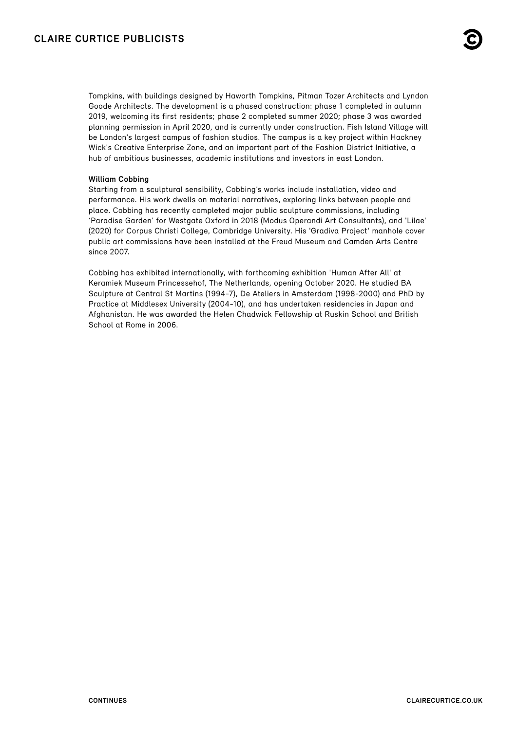Tompkins, with buildings designed by Haworth Tompkins, Pitman Tozer Architects and Lyndon Goode Architects. The development is a phased construction: phase 1 completed in autumn 2019, welcoming its first residents; phase 2 completed summer 2020; phase 3 was awarded planning permission in April 2020, and is currently under construction. Fish Island Village will be London's largest campus of fashion studios. The campus is a key project within Hackney Wick's Creative Enterprise Zone, and an important part of the Fashion District Initiative, a hub of ambitious businesses, academic institutions and investors in east London.

**William Cobbing**

Starting from a sculptural sensibility, Cobbing's works include installation, video and performance. His work dwells on material narratives, exploring links between people and place. Cobbing has recently completed major public sculpture commissions, including 'Paradise Garden' for Westgate Oxford in 2018 (Modus Operandi Art Consultants), and 'Lilae' (2020) for Corpus Christi College, Cambridge University. His 'Gradiva Project' manhole cover public art commissions have been installed at the Freud Museum and Camden Arts Centre since 2007.

Cobbing has exhibited internationally, with forthcoming exhibition 'Human After All' at Keramiek Museum Princessehof, The Netherlands, opening October 2020. He studied BA Sculpture at Central St Martins (1994-7), De Ateliers in Amsterdam (1998-2000) and PhD by Practice at Middlesex University (2004-10), and has undertaken residencies in Japan and Afghanistan. He was awarded the Helen Chadwick Fellowship at Ruskin School and British School at Rome in 2006.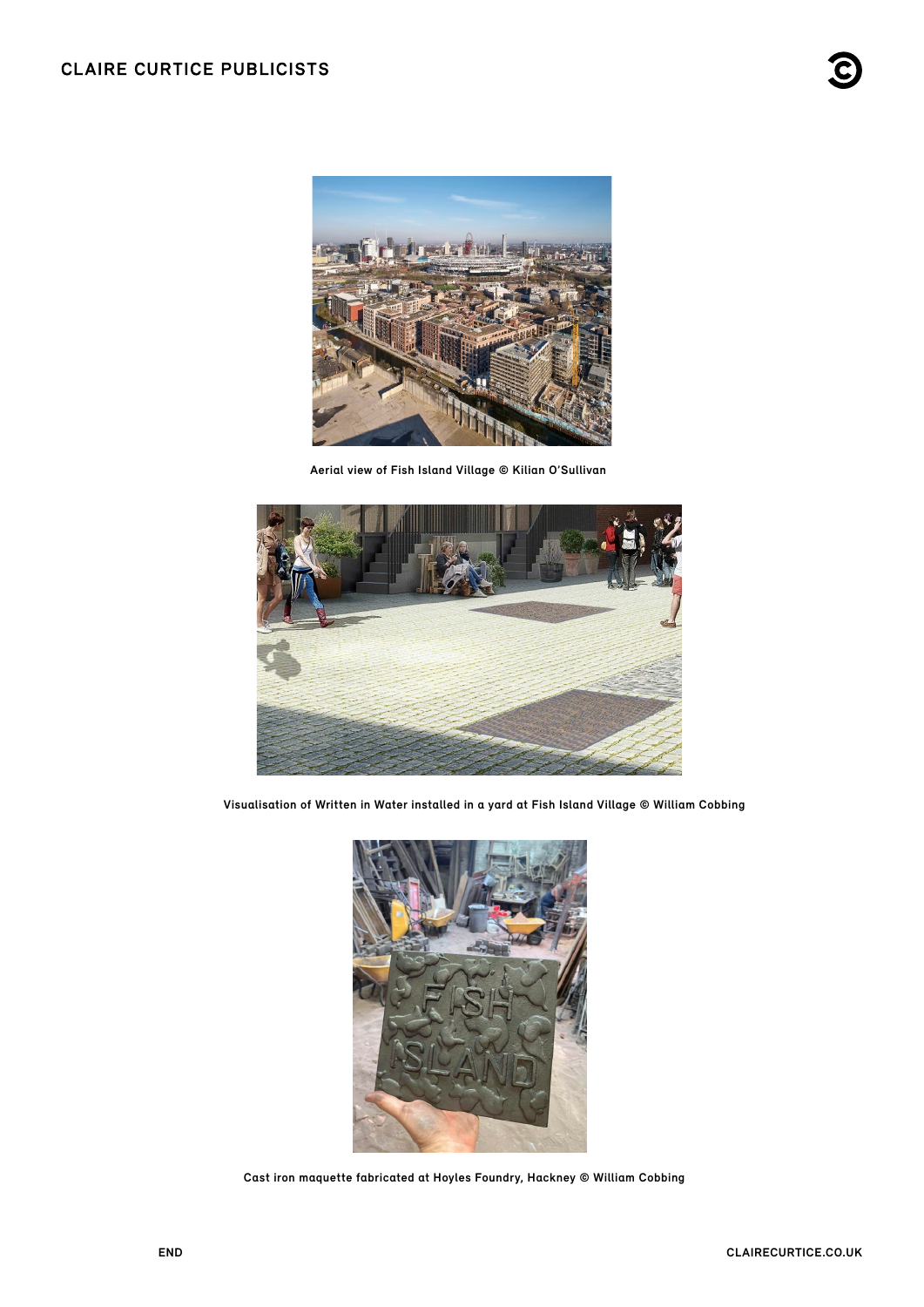Aerial view of Fish Island Village © Kilian O'Sullivan

Visualisation of Written in Water installed in a yard at Fish Island Village © William Cobbing

Cast iron maquette fabricated at Hoyles Foundry, Hackney © William Cobbing

END